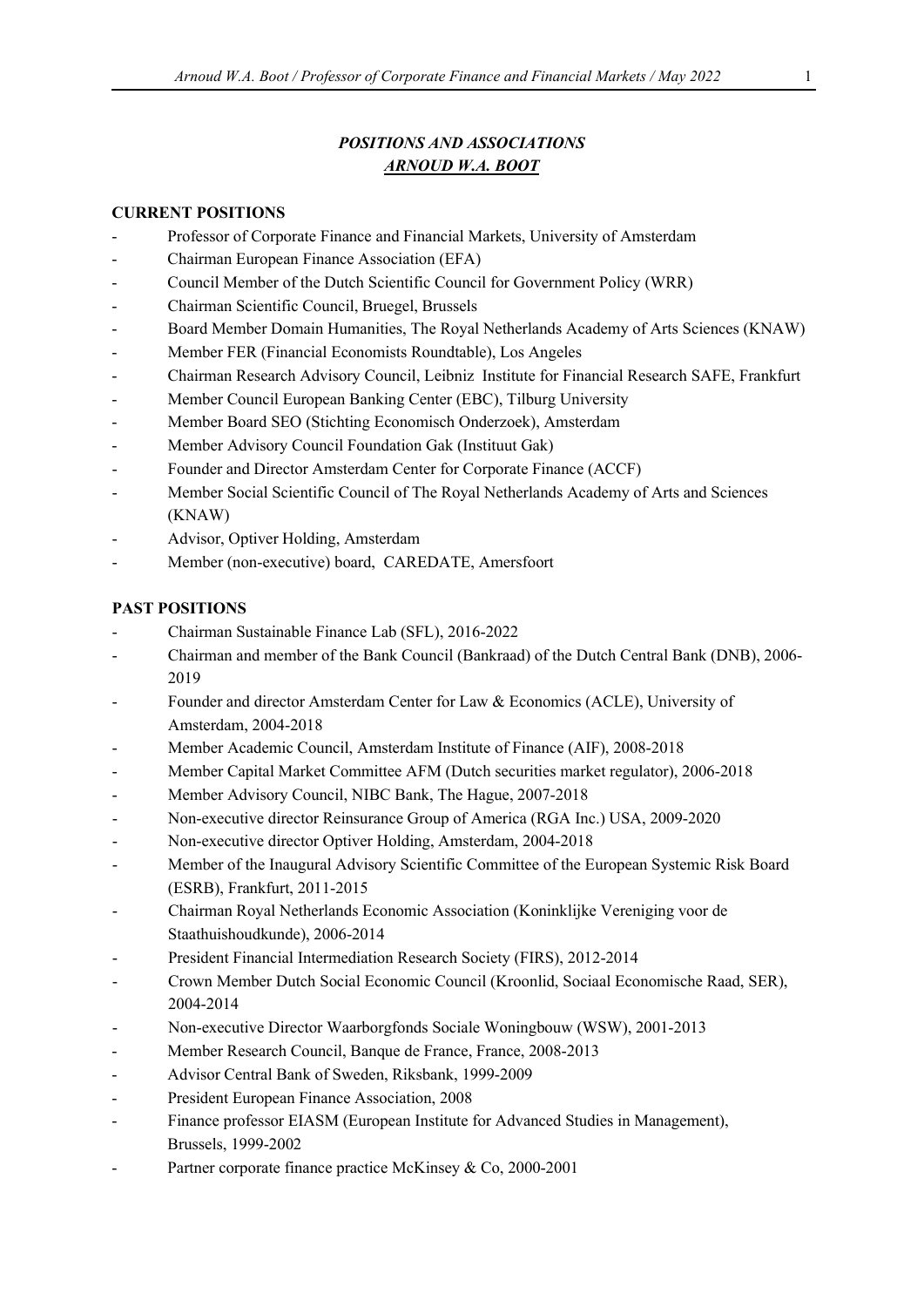## *POSITIONS AND ASSOCIATIONS*
## *ARNOUD W.A. BOOT*

**CURRENT POSITIONS**

- Professor of Corporate Finance and Financial Markets, University of Amsterdam
- Chairman European Finance Association (EFA)
- Council Member of the Dutch Scientific Council for Government Policy (WRR)
- Chairman Scientific Council, Bruegel, Brussels
- Board Member Domain Humanities, The Royal Netherlands Academy of Arts Sciences (KNAW)
- Member FER (Financial Economists Roundtable), Los Angeles
- Chairman Research Advisory Council, Leibniz Institute for Financial Research SAFE, Frankfurt
- Member Council European Banking Center (EBC), Tilburg University
- Member Board SEO (Stichting Economisch Onderzoek), Amsterdam
- Member Advisory Council Foundation Gak (Instituut Gak)
- Founder and Director Amsterdam Center for Corporate Finance (ACCF)
- Member Social Scientific Council of The Royal Netherlands Academy of Arts and Sciences (KNAW)
- Advisor, Optiver Holding, Amsterdam
- Member (non-executive) board, CAREDATE, Amersfoort

**PAST POSITIONS**

- Chairman Sustainable Finance Lab (SFL), 2016-2022
- Chairman and member of the Bank Council (Bankraad) of the Dutch Central Bank (DNB), 2006-2019
- Founder and director Amsterdam Center for Law & Economics (ACLE), University of Amsterdam, 2004-2018
- Member Academic Council, Amsterdam Institute of Finance (AIF), 2008-2018
- Member Capital Market Committee AFM (Dutch securities market regulator), 2006-2018
- Member Advisory Council, NIBC Bank, The Hague, 2007-2018
- Non-executive director Reinsurance Group of America (RGA Inc.) USA, 2009-2020
- Non-executive director Optiver Holding, Amsterdam, 2004-2018
- Member of the Inaugural Advisory Scientific Committee of the European Systemic Risk Board (ESRB), Frankfurt, 2011-2015
- Chairman Royal Netherlands Economic Association (Koninklijke Vereniging voor de Staathuishoudkunde), 2006-2014
- President Financial Intermediation Research Society (FIRS), 2012-2014
- Crown Member Dutch Social Economic Council (Kroonlid, Sociaal Economische Raad, SER), 2004-2014
- Non-executive Director Waarborgfonds Sociale Woningbouw (WSW), 2001-2013
- Member Research Council, Banque de France, France, 2008-2013
- Advisor Central Bank of Sweden, Riksbank, 1999-2009
- President European Finance Association, 2008
- Finance professor EIASM (European Institute for Advanced Studies in Management), Brussels, 1999-2002
- Partner corporate finance practice McKinsey & Co, 2000-2001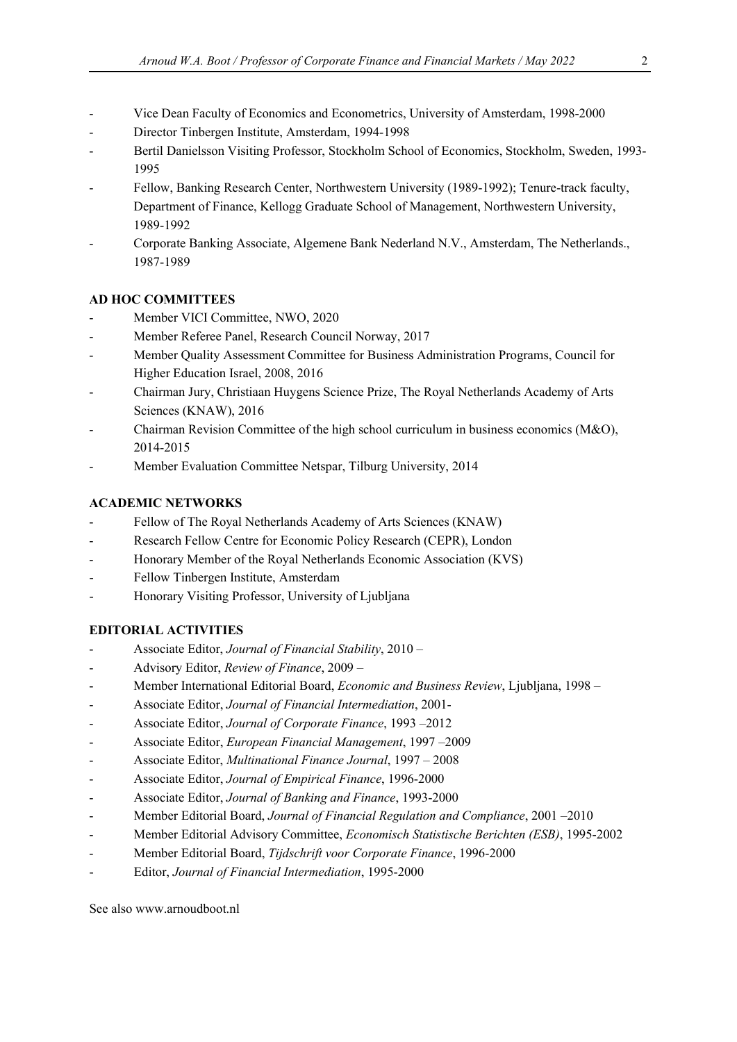- Vice Dean Faculty of Economics and Econometrics, University of Amsterdam, 1998-2000
- Director Tinbergen Institute, Amsterdam, 1994-1998
- Bertil Danielsson Visiting Professor, Stockholm School of Economics, Stockholm, Sweden, 1993-1995
- Fellow, Banking Research Center, Northwestern University (1989-1992); Tenure-track faculty, Department of Finance, Kellogg Graduate School of Management, Northwestern University, 1989-1992
- Corporate Banking Associate, Algemene Bank Nederland N.V., Amsterdam, The Netherlands., 1987-1989

**AD HOC COMMITTEES**

- Member VICI Committee, NWO, 2020
- Member Referee Panel, Research Council Norway, 2017
- Member Quality Assessment Committee for Business Administration Programs, Council for Higher Education Israel, 2008, 2016
- Chairman Jury, Christiaan Huygens Science Prize, The Royal Netherlands Academy of Arts Sciences (KNAW), 2016
- Chairman Revision Committee of the high school curriculum in business economics (M&O), 2014-2015
- Member Evaluation Committee Netspar, Tilburg University, 2014

**ACADEMIC NETWORKS**

- Fellow of The Royal Netherlands Academy of Arts Sciences (KNAW)
- Research Fellow Centre for Economic Policy Research (CEPR), London
- Honorary Member of the Royal Netherlands Economic Association (KVS)
- Fellow Tinbergen Institute, Amsterdam
- Honorary Visiting Professor, University of Ljubljana

**EDITORIAL ACTIVITIES**

- Associate Editor, *Journal of Financial Stability*, 2010 –
- Advisory Editor, *Review of Finance*, 2009 –
- Member International Editorial Board, *Economic and Business Review*, Ljubljana, 1998 –
- Associate Editor, *Journal of Financial Intermediation*, 2001-
- Associate Editor, *Journal of Corporate Finance*, 1993 –2012
- Associate Editor, *European Financial Management*, 1997 –2009
- Associate Editor, *Multinational Finance Journal*, 1997 – 2008
- Associate Editor, *Journal of Empirical Finance*, 1996-2000
- Associate Editor, *Journal of Banking and Finance*, 1993-2000
- Member Editorial Board, *Journal of Financial Regulation and Compliance*, 2001 –2010
- Member Editorial Advisory Committee, *Economisch Statistische Berichten (ESB)*, 1995-2002
- Member Editorial Board, *Tijdschrift voor Corporate Finance*, 1996-2000
- Editor, *Journal of Financial Intermediation*, 1995-2000

See also www.arnoudboot.nl